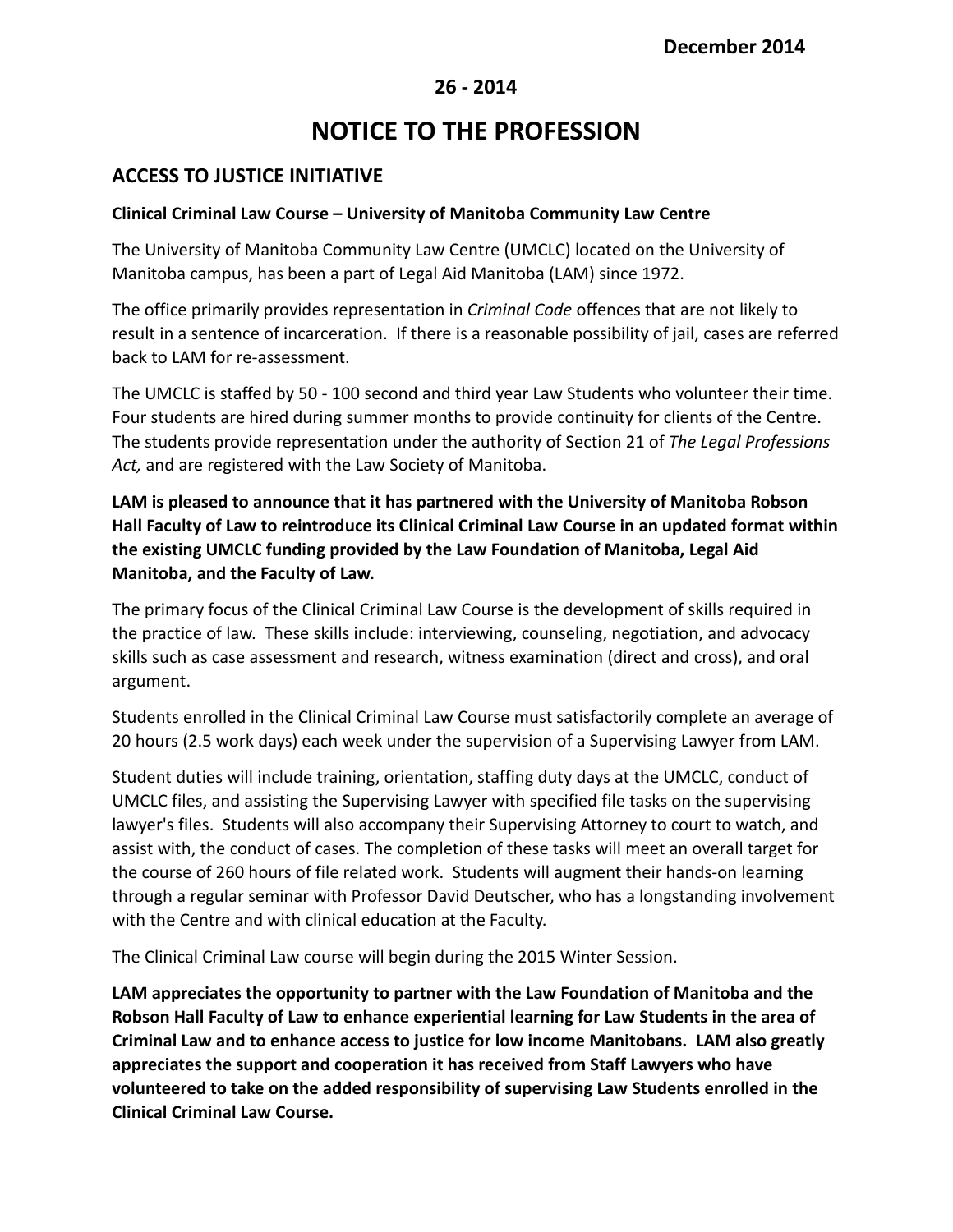**December 2014**

**26 - 2014**

# NOTICE TO THE PROFESSION

## ACCESS TO JUSTICE INITIATIVE

**Clinical Criminal Law Course – University of Manitoba Community Law Centre**

The University of Manitoba Community Law Centre (UMCLC) located on the University of Manitoba campus, has been a part of Legal Aid Manitoba (LAM) since 1972.

The office primarily provides representation in *Criminal Code* offences that are not likely to result in a sentence of incarceration. If there is a reasonable possibility of jail, cases are referred back to LAM for re-assessment.

The UMCLC is staffed by 50 - 100 second and third year Law Students who volunteer their time. Four students are hired during summer months to provide continuity for clients of the Centre. The students provide representation under the authority of Section 21 of *The Legal Professions Act,* and are registered with the Law Society of Manitoba.

**LAM is pleased to announce that it has partnered with the University of Manitoba Robson Hall Faculty of Law to reintroduce its Clinical Criminal Law Course in an updated format within the existing UMCLC funding provided by the Law Foundation of Manitoba, Legal Aid Manitoba, and the Faculty of Law.**

The primary focus of the Clinical Criminal Law Course is the development of skills required in the practice of law. These skills include: interviewing, counseling, negotiation, and advocacy skills such as case assessment and research, witness examination (direct and cross), and oral argument.

Students enrolled in the Clinical Criminal Law Course must satisfactorily complete an average of 20 hours (2.5 work days) each week under the supervision of a Supervising Lawyer from LAM.

Student duties will include training, orientation, staffing duty days at the UMCLC, conduct of UMCLC files, and assisting the Supervising Lawyer with specified file tasks on the supervising lawyer's files. Students will also accompany their Supervising Attorney to court to watch, and assist with, the conduct of cases. The completion of these tasks will meet an overall target for the course of 260 hours of file related work. Students will augment their hands-on learning through a regular seminar with Professor David Deutscher, who has a longstanding involvement with the Centre and with clinical education at the Faculty.

The Clinical Criminal Law course will begin during the 2015 Winter Session.

**LAM appreciates the opportunity to partner with the Law Foundation of Manitoba and the Robson Hall Faculty of Law to enhance experiential learning for Law Students in the area of Criminal Law and to enhance access to justice for low income Manitobans. LAM also greatly appreciates the support and cooperation it has received from Staff Lawyers who have volunteered to take on the added responsibility of supervising Law Students enrolled in the Clinical Criminal Law Course.**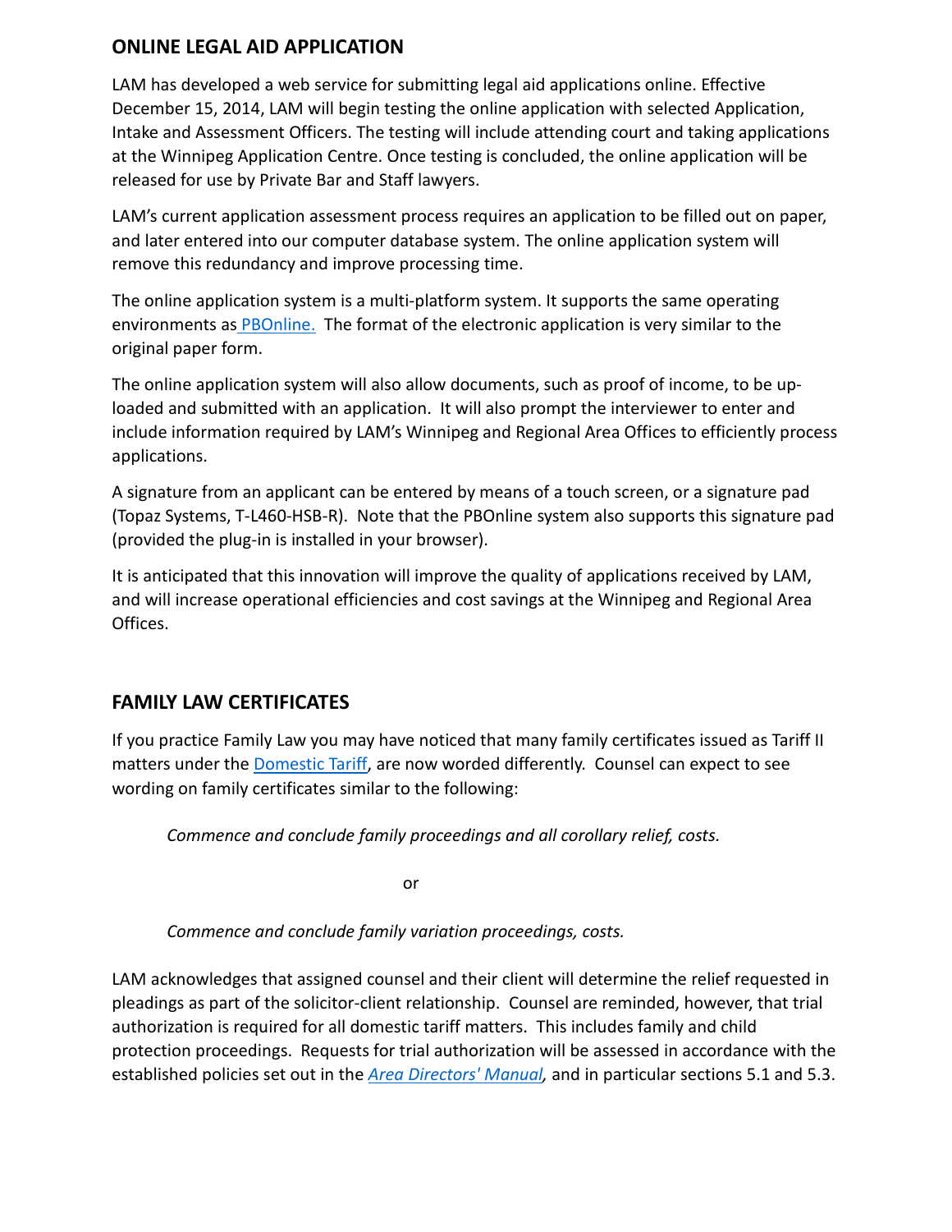## ONLINE LEGAL AID APPLICATION

LAM has developed a web service for submitting legal aid applications online. Effective December 15, 2014, LAM will begin testing the online application with selected Application, Intake and Assessment Officers. The testing will include attending court and taking applications at the Winnipeg Application Centre. Once testing is concluded, the online application will be released for use by Private Bar and Staff lawyers.

LAM's current application assessment process requires an application to be filled out on paper, and later entered into our computer database system. The online application system will remove this redundancy and improve processing time.

The online application system is a multi-platform system. It supports the same operating environments as PBOnline. The format of the electronic application is very similar to the original paper form.

The online application system will also allow documents, such as proof of income, to be up-loaded and submitted with an application. It will also prompt the interviewer to enter and include information required by LAM's Winnipeg and Regional Area Offices to efficiently process applications.

A signature from an applicant can be entered by means of a touch screen, or a signature pad (Topaz Systems, T-L460-HSB-R). Note that the PBOnline system also supports this signature pad (provided the plug-in is installed in your browser).

It is anticipated that this innovation will improve the quality of applications received by LAM, and will increase operational efficiencies and cost savings at the Winnipeg and Regional Area Offices.

## FAMILY LAW CERTIFICATES

If you practice Family Law you may have noticed that many family certificates issued as Tariff II matters under the Domestic Tariff, are now worded differently. Counsel can expect to see wording on family certificates similar to the following:

> *Commence and conclude family proceedings and all corollary relief, costs.*
>
> or
>
> *Commence and conclude family variation proceedings, costs.*

LAM acknowledges that assigned counsel and their client will determine the relief requested in pleadings as part of the solicitor-client relationship. Counsel are reminded, however, that trial authorization is required for all domestic tariff matters. This includes family and child protection proceedings. Requests for trial authorization will be assessed in accordance with the established policies set out in the *Area Directors' Manual,* and in particular sections 5.1 and 5.3.